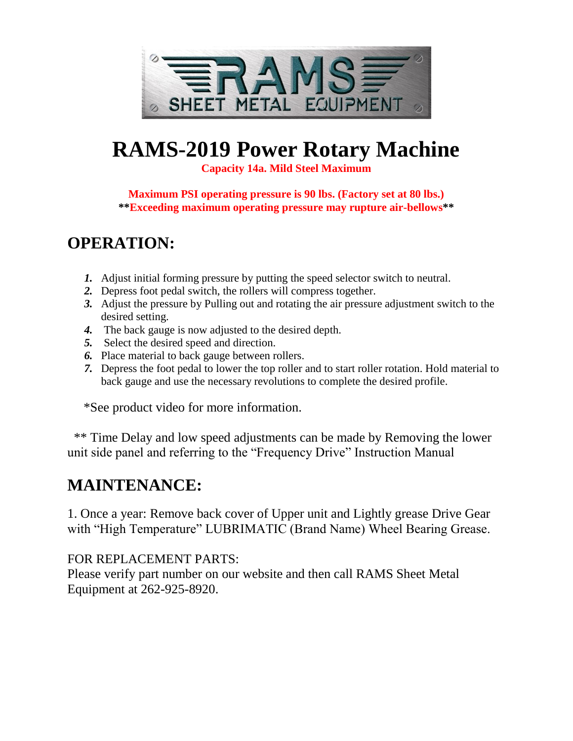RAMS SHEET METAL EQUIPMENT

# RAMS-2019 Power Rotary Machine

**Capacity 14a. Mild Steel Maximum**

**Maximum PSI operating pressure is 90 lbs. (Factory set at 80 lbs.)**
****Exceeding maximum operating pressure may rupture air-bellows****

## OPERATION:

1. Adjust initial forming pressure by putting the speed selector switch to neutral.
2. Depress foot pedal switch, the rollers will compress together.
3. Adjust the pressure by Pulling out and rotating the air pressure adjustment switch to the desired setting.
4. The back gauge is now adjusted to the desired depth.
5. Select the desired speed and direction.
6. Place material to back gauge between rollers.
7. Depress the foot pedal to lower the top roller and to start roller rotation. Hold material to back gauge and use the necessary revolutions to complete the desired profile.

*See product video for more information.

** Time Delay and low speed adjustments can be made by Removing the lower unit side panel and referring to the "Frequency Drive" Instruction Manual

## MAINTENANCE:

1. Once a year: Remove back cover of Upper unit and Lightly grease Drive Gear with "High Temperature" LUBRIMATIC (Brand Name) Wheel Bearing Grease.

FOR REPLACEMENT PARTS:
Please verify part number on our website and then call RAMS Sheet Metal Equipment at 262-925-8920.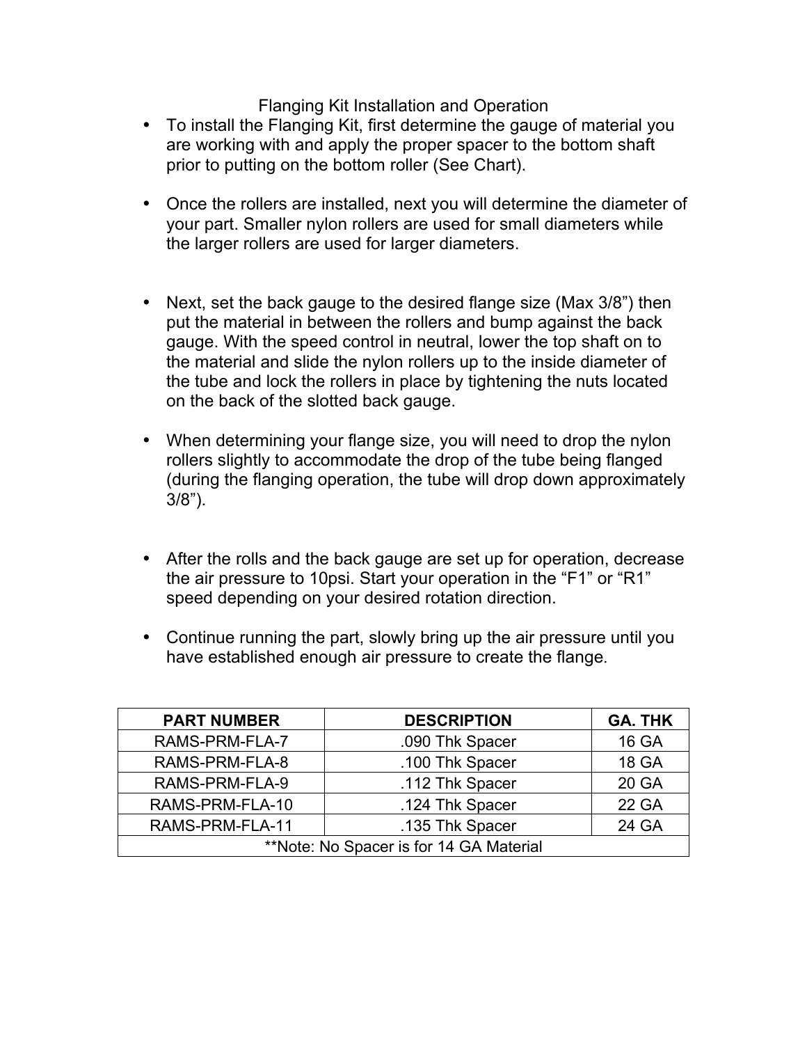# Flanging Kit Installation and Operation

- To install the Flanging Kit, first determine the gauge of material you are working with and apply the proper spacer to the bottom shaft prior to putting on the bottom roller (See Chart).

- Once the rollers are installed, next you will determine the diameter of your part. Smaller nylon rollers are used for small diameters while the larger rollers are used for larger diameters.

- Next, set the back gauge to the desired flange size (Max 3/8") then put the material in between the rollers and bump against the back gauge. With the speed control in neutral, lower the top shaft on to the material and slide the nylon rollers up to the inside diameter of the tube and lock the rollers in place by tightening the nuts located on the back of the slotted back gauge.

- When determining your flange size, you will need to drop the nylon rollers slightly to accommodate the drop of the tube being flanged (during the flanging operation, the tube will drop down approximately 3/8").

- After the rolls and the back gauge are set up for operation, decrease the air pressure to 10psi. Start your operation in the "F1" or "R1" speed depending on your desired rotation direction.

- Continue running the part, slowly bring up the air pressure until you have established enough air pressure to create the flange.

| PART NUMBER | DESCRIPTION | GA. THK |
|---|---|---|
| RAMS-PRM-FLA-7 | .090 Thk Spacer | 16 GA |
| RAMS-PRM-FLA-8 | .100 Thk Spacer | 18 GA |
| RAMS-PRM-FLA-9 | .112 Thk Spacer | 20 GA |
| RAMS-PRM-FLA-10 | .124 Thk Spacer | 22 GA |
| RAMS-PRM-FLA-11 | .135 Thk Spacer | 24 GA |
| **Note: No Spacer is for 14 GA Material | | |